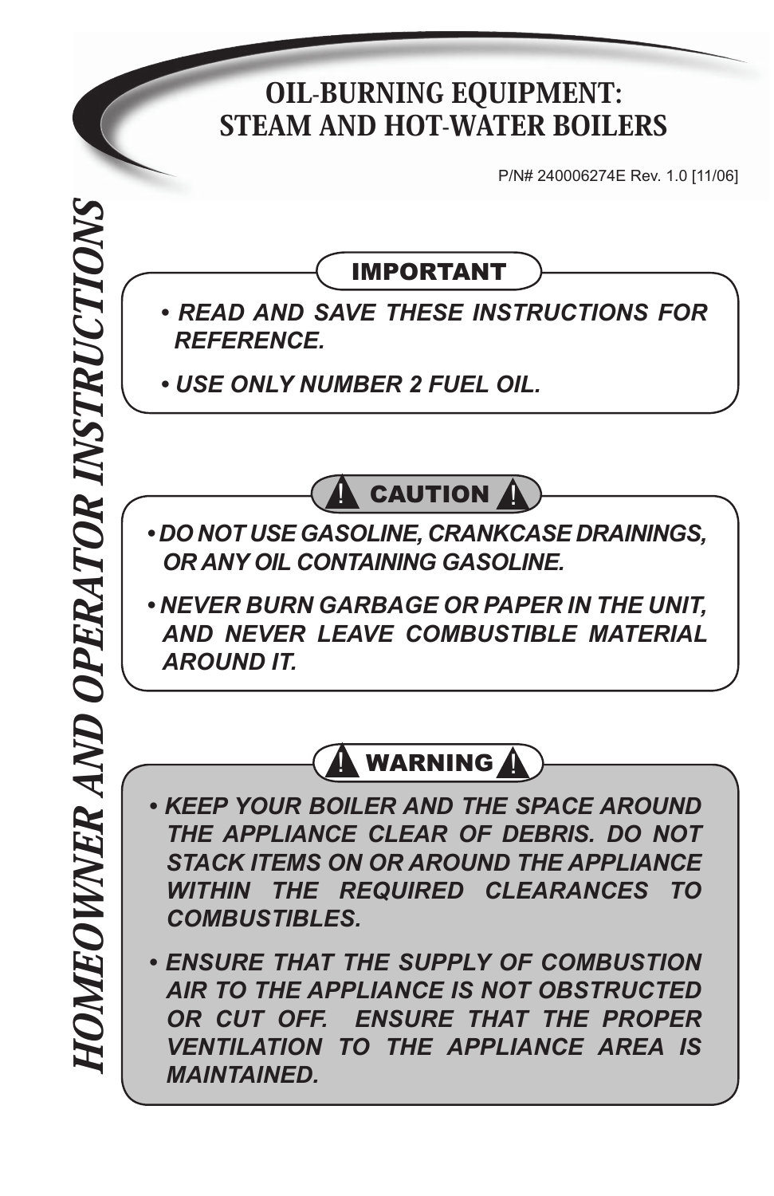# HOMEOWNER AND OPERATOR INSTRUCTIONS

## OIL-BURNING EQUIPMENT: STEAM AND HOT-WATER BOILERS

P/N# 240006274E Rev. 1.0 [11/06]

### IMPORTANT

- ***READ AND SAVE THESE INSTRUCTIONS FOR REFERENCE.***
- ***USE ONLY NUMBER 2 FUEL OIL.***

### ⚠ CAUTION ⚠

- ***DO NOT USE GASOLINE, CRANKCASE DRAININGS, OR ANY OIL CONTAINING GASOLINE.***
- ***NEVER BURN GARBAGE OR PAPER IN THE UNIT, AND NEVER LEAVE COMBUSTIBLE MATERIAL AROUND IT.***

### ⚠ WARNING ⚠

- ***KEEP YOUR BOILER AND THE SPACE AROUND THE APPLIANCE CLEAR OF DEBRIS. DO NOT STACK ITEMS ON OR AROUND THE APPLIANCE WITHIN THE REQUIRED CLEARANCES TO COMBUSTIBLES.***
- ***ENSURE THAT THE SUPPLY OF COMBUSTION AIR TO THE APPLIANCE IS NOT OBSTRUCTED OR CUT OFF. ENSURE THAT THE PROPER VENTILATION TO THE APPLIANCE AREA IS MAINTAINED.***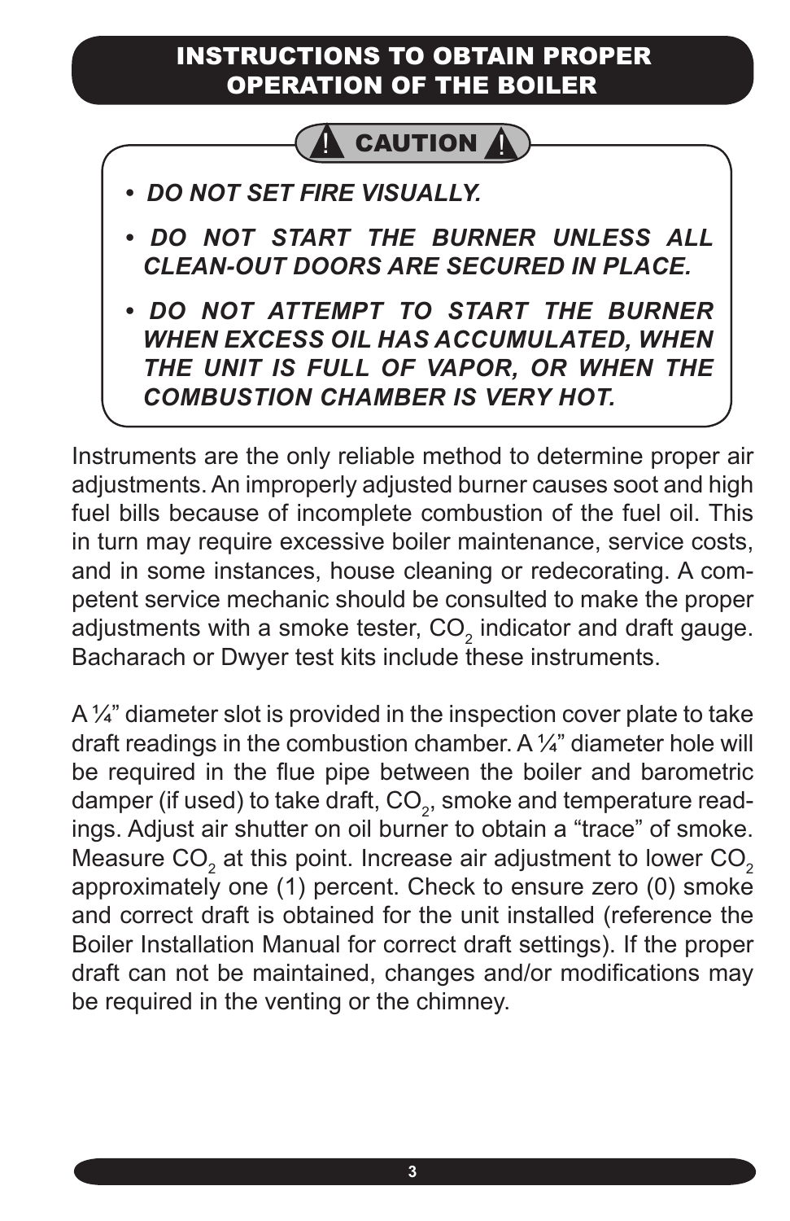# INSTRUCTIONS TO OBTAIN PROPER OPERATION OF THE BOILER

**⚠ CAUTION ⚠**

- ***DO NOT SET FIRE VISUALLY.***
- ***DO NOT START THE BURNER UNLESS ALL CLEAN-OUT DOORS ARE SECURED IN PLACE.***
- ***DO NOT ATTEMPT TO START THE BURNER WHEN EXCESS OIL HAS ACCUMULATED, WHEN THE UNIT IS FULL OF VAPOR, OR WHEN THE COMBUSTION CHAMBER IS VERY HOT.***

Instruments are the only reliable method to determine proper air adjustments. An improperly adjusted burner causes soot and high fuel bills because of incomplete combustion of the fuel oil. This in turn may require excessive boiler maintenance, service costs, and in some instances, house cleaning or redecorating. A competent service mechanic should be consulted to make the proper adjustments with a smoke tester, $CO_2$ indicator and draft gauge. Bacharach or Dwyer test kits include these instruments.

A ¼" diameter slot is provided in the inspection cover plate to take draft readings in the combustion chamber. A ¼" diameter hole will be required in the flue pipe between the boiler and barometric damper (if used) to take draft, $CO_2$, smoke and temperature readings. Adjust air shutter on oil burner to obtain a "trace" of smoke. Measure $CO_2$ at this point. Increase air adjustment to lower $CO_2$ approximately one (1) percent. Check to ensure zero (0) smoke and correct draft is obtained for the unit installed (reference the Boiler Installation Manual for correct draft settings). If the proper draft can not be maintained, changes and/or modifications may be required in the venting or the chimney.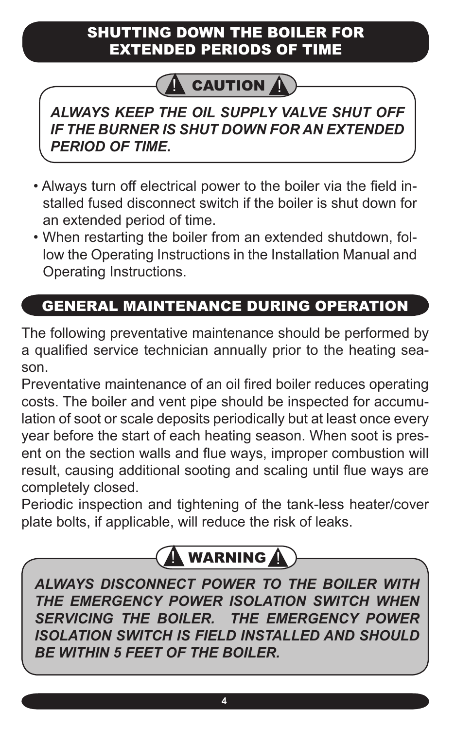## SHUTTING DOWN THE BOILER FOR EXTENDED PERIODS OF TIME

**⚠ CAUTION ⚠**

***ALWAYS KEEP THE OIL SUPPLY VALVE SHUT OFF IF THE BURNER IS SHUT DOWN FOR AN EXTENDED PERIOD OF TIME.***

- Always turn off electrical power to the boiler via the field installed fused disconnect switch if the boiler is shut down for an extended period of time.
- When restarting the boiler from an extended shutdown, follow the Operating Instructions in the Installation Manual and Operating Instructions.

## GENERAL MAINTENANCE DURING OPERATION

The following preventative maintenance should be performed by a qualified service technician annually prior to the heating season.

Preventative maintenance of an oil fired boiler reduces operating costs. The boiler and vent pipe should be inspected for accumulation of soot or scale deposits periodically but at least once every year before the start of each heating season. When soot is present on the section walls and flue ways, improper combustion will result, causing additional sooting and scaling until flue ways are completely closed.

Periodic inspection and tightening of the tank-less heater/cover plate bolts, if applicable, will reduce the risk of leaks.

**⚠ WARNING ⚠**

***ALWAYS DISCONNECT POWER TO THE BOILER WITH THE EMERGENCY POWER ISOLATION SWITCH WHEN SERVICING THE BOILER. THE EMERGENCY POWER ISOLATION SWITCH IS FIELD INSTALLED AND SHOULD BE WITHIN 5 FEET OF THE BOILER.***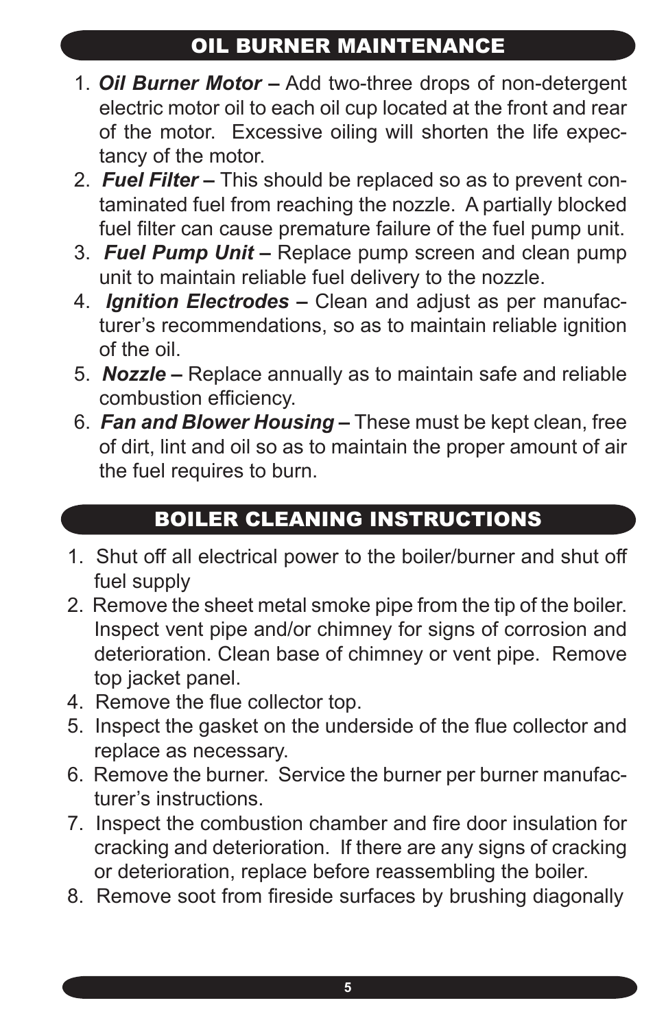## OIL BURNER MAINTENANCE

1. ***Oil Burner Motor –*** Add two-three drops of non-detergent electric motor oil to each oil cup located at the front and rear of the motor. Excessive oiling will shorten the life expectancy of the motor.
2. ***Fuel Filter –*** This should be replaced so as to prevent contaminated fuel from reaching the nozzle. A partially blocked fuel filter can cause premature failure of the fuel pump unit.
3. ***Fuel Pump Unit –*** Replace pump screen and clean pump unit to maintain reliable fuel delivery to the nozzle.
4. ***Ignition Electrodes –*** Clean and adjust as per manufacturer's recommendations, so as to maintain reliable ignition of the oil.
5. ***Nozzle –*** Replace annually as to maintain safe and reliable combustion efficiency.
6. ***Fan and Blower Housing –*** These must be kept clean, free of dirt, lint and oil so as to maintain the proper amount of air the fuel requires to burn.

## BOILER CLEANING INSTRUCTIONS

1. Shut off all electrical power to the boiler/burner and shut off fuel supply
2. Remove the sheet metal smoke pipe from the tip of the boiler. Inspect vent pipe and/or chimney for signs of corrosion and deterioration. Clean base of chimney or vent pipe. Remove top jacket panel.
4. Remove the flue collector top.
5. Inspect the gasket on the underside of the flue collector and replace as necessary.
6. Remove the burner. Service the burner per burner manufacturer's instructions.
7. Inspect the combustion chamber and fire door insulation for cracking and deterioration. If there are any signs of cracking or deterioration, replace before reassembling the boiler.
8. Remove soot from fireside surfaces by brushing diagonally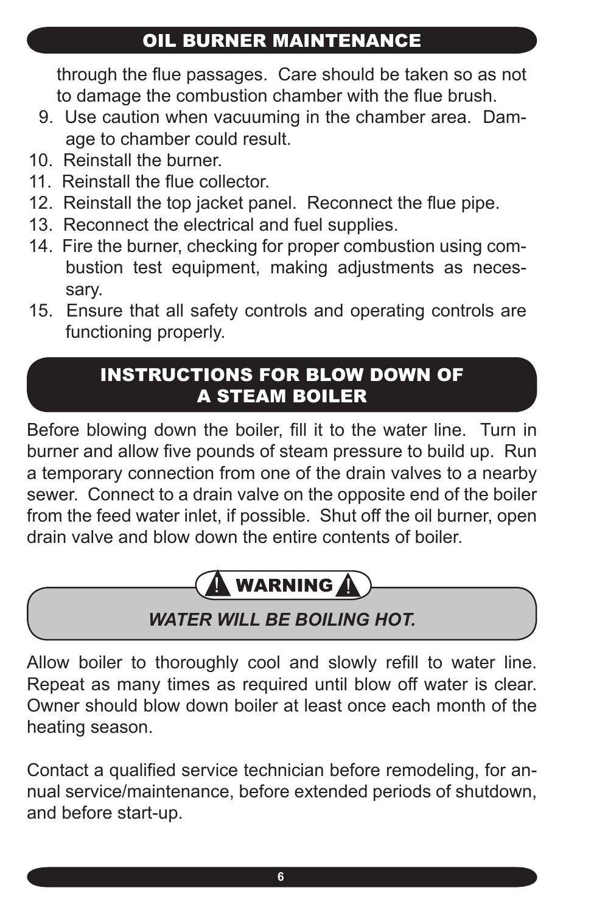## OIL BURNER MAINTENANCE

through the flue passages. Care should be taken so as not to damage the combustion chamber with the flue brush.

9. Use caution when vacuuming in the chamber area. Damage to chamber could result.
10. Reinstall the burner.
11. Reinstall the flue collector.
12. Reinstall the top jacket panel. Reconnect the flue pipe.
13. Reconnect the electrical and fuel supplies.
14. Fire the burner, checking for proper combustion using combustion test equipment, making adjustments as necessary.
15. Ensure that all safety controls and operating controls are functioning properly.

## INSTRUCTIONS FOR BLOW DOWN OF A STEAM BOILER

Before blowing down the boiler, fill it to the water line. Turn in burner and allow five pounds of steam pressure to build up. Run a temporary connection from one of the drain valves to a nearby sewer. Connect to a drain valve on the opposite end of the boiler from the feed water inlet, if possible. Shut off the oil burner, open drain valve and blow down the entire contents of boiler.

**⚠ WARNING ⚠**

***WATER WILL BE BOILING HOT.***

Allow boiler to thoroughly cool and slowly refill to water line. Repeat as many times as required until blow off water is clear. Owner should blow down boiler at least once each month of the heating season.

Contact a qualified service technician before remodeling, for annual service/maintenance, before extended periods of shutdown, and before start-up.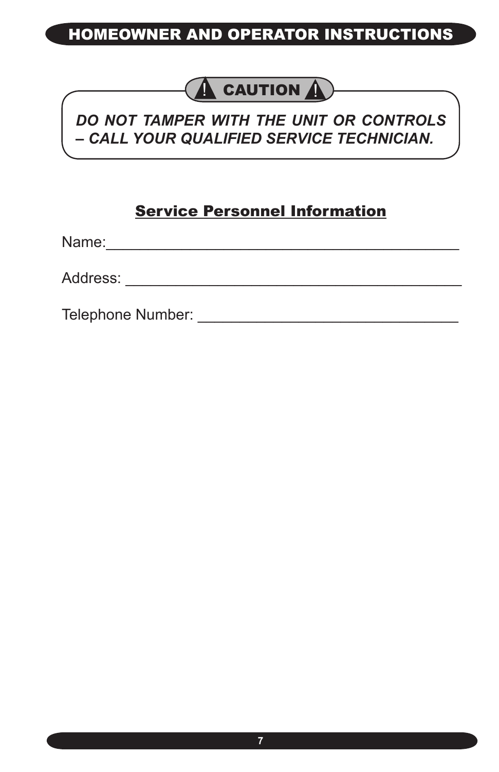## HOMEOWNER AND OPERATOR INSTRUCTIONS

**⚠ CAUTION ⚠**

***DO NOT TAMPER WITH THE UNIT OR CONTROLS – CALL YOUR QUALIFIED SERVICE TECHNICIAN.***

### Service Personnel Information

Name:_______________________________________________

Address: ____________________________________________

Telephone Number: ___________________________________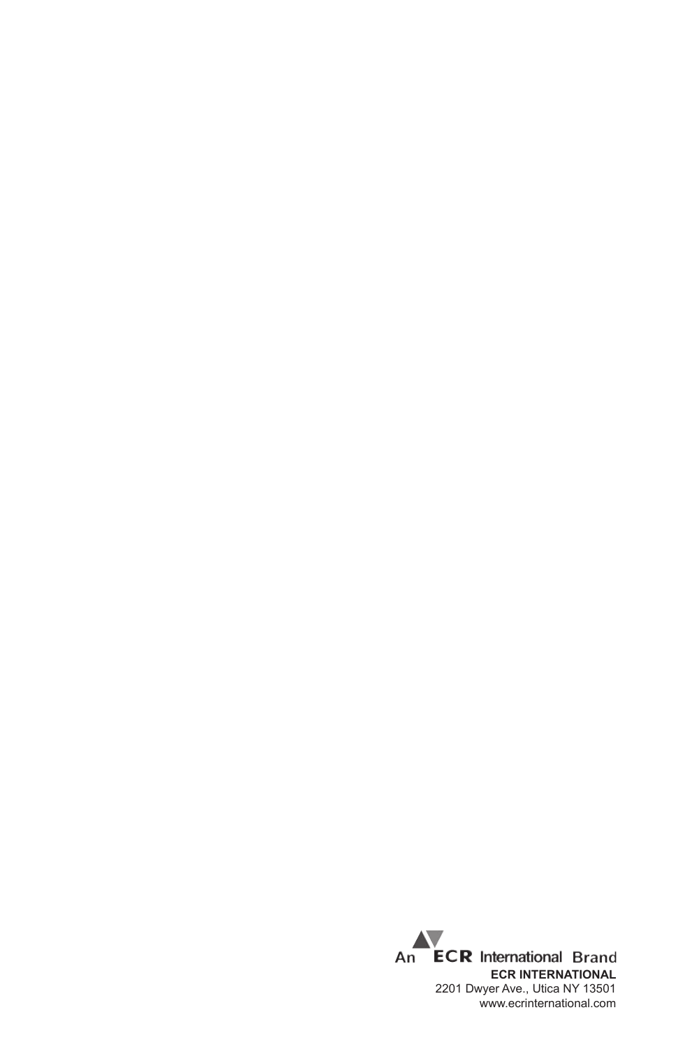An ECR International Brand

**ECR INTERNATIONAL**
2201 Dwyer Ave., Utica NY 13501
www.ecrinternational.com